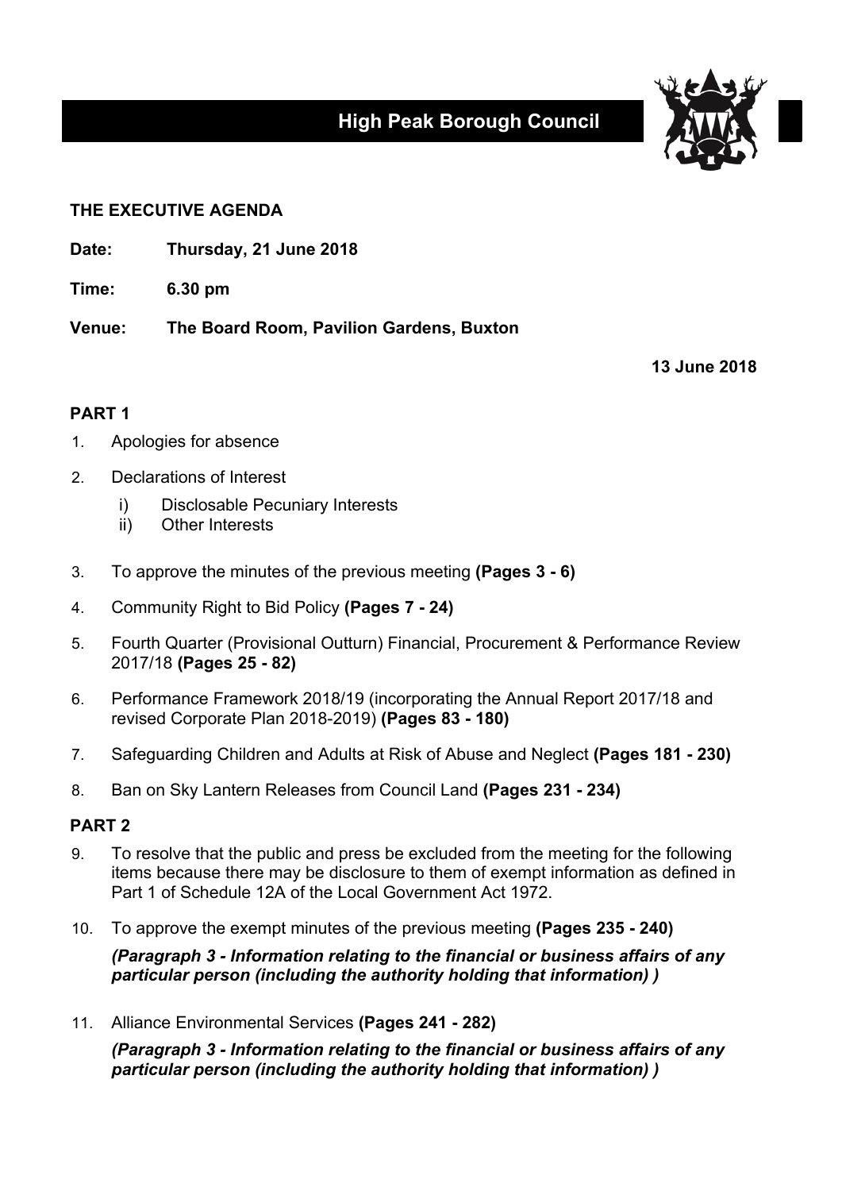# High Peak Borough Council

## THE EXECUTIVE AGENDA

**Date:** Thursday, 21 June 2018

**Time:** 6.30 pm

**Venue:** The Board Room, Pavilion Gardens, Buxton

**13 June 2018**

### PART 1

1. Apologies for absence
2. Declarations of Interest
   i) Disclosable Pecuniary Interests
   ii) Other Interests
3. To approve the minutes of the previous meeting **(Pages 3 - 6)**
4. Community Right to Bid Policy **(Pages 7 - 24)**
5. Fourth Quarter (Provisional Outturn) Financial, Procurement & Performance Review 2017/18 **(Pages 25 - 82)**
6. Performance Framework 2018/19 (incorporating the Annual Report 2017/18 and revised Corporate Plan 2018-2019) **(Pages 83 - 180)**
7. Safeguarding Children and Adults at Risk of Abuse and Neglect **(Pages 181 - 230)**
8. Ban on Sky Lantern Releases from Council Land **(Pages 231 - 234)**

### PART 2

9. To resolve that the public and press be excluded from the meeting for the following items because there may be disclosure to them of exempt information as defined in Part 1 of Schedule 12A of the Local Government Act 1972.
10. To approve the exempt minutes of the previous meeting **(Pages 235 - 240)**

    ***(Paragraph 3 - Information relating to the financial or business affairs of any particular person (including the authority holding that information) )***

11. Alliance Environmental Services **(Pages 241 - 282)**

    ***(Paragraph 3 - Information relating to the financial or business affairs of any particular person (including the authority holding that information) )***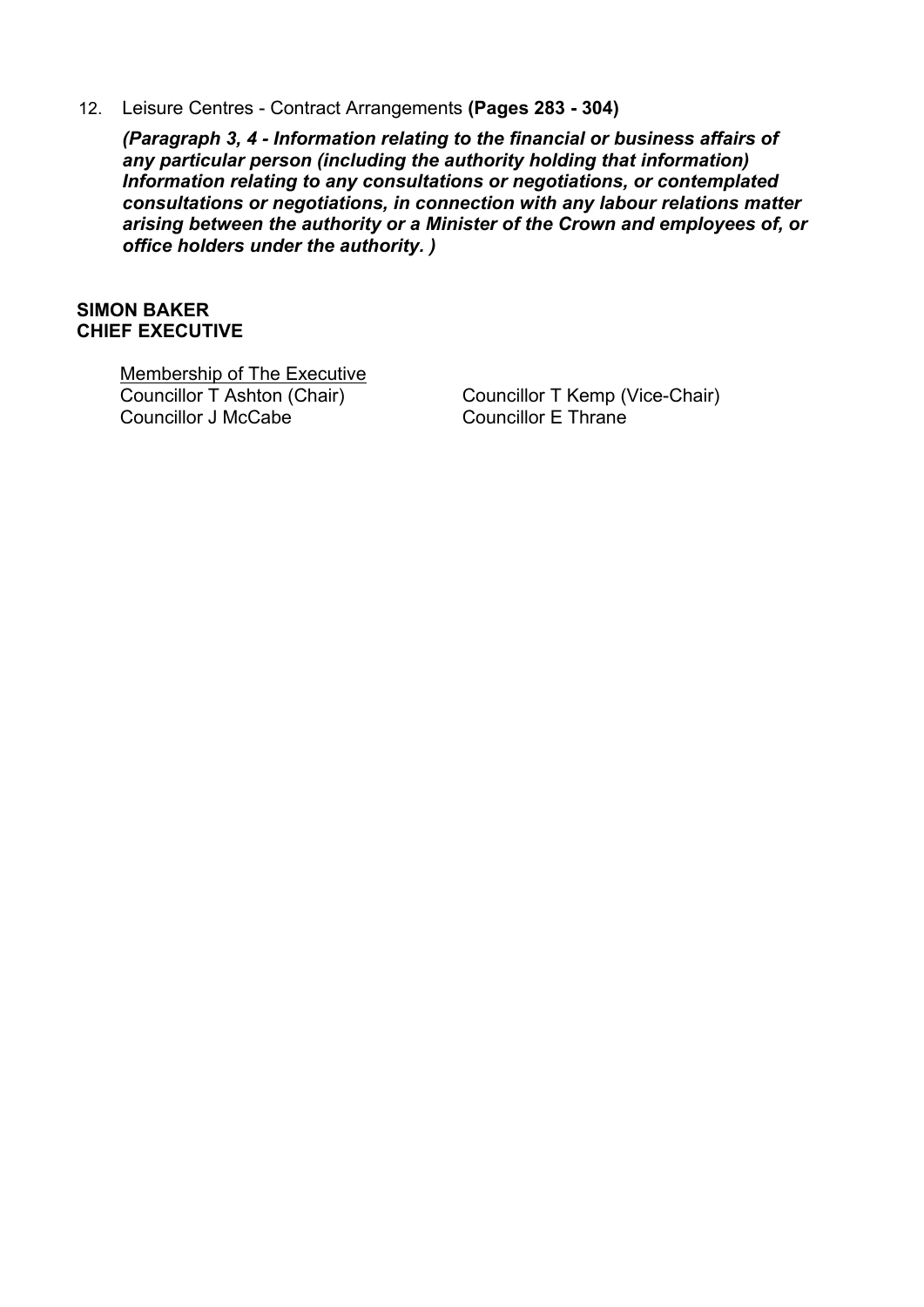12. Leisure Centres - Contract Arrangements **(Pages 283 - 304)**

***(Paragraph 3, 4 - Information relating to the financial or business affairs of any particular person (including the authority holding that information) Information relating to any consultations or negotiations, or contemplated consultations or negotiations, in connection with any labour relations matter arising between the authority or a Minister of the Crown and employees of, or office holders under the authority. )***

**SIMON BAKER**
**CHIEF EXECUTIVE**

Membership of The Executive

Councillor T Ashton (Chair)
Councillor T Kemp (Vice-Chair)
Councillor J McCabe
Councillor E Thrane